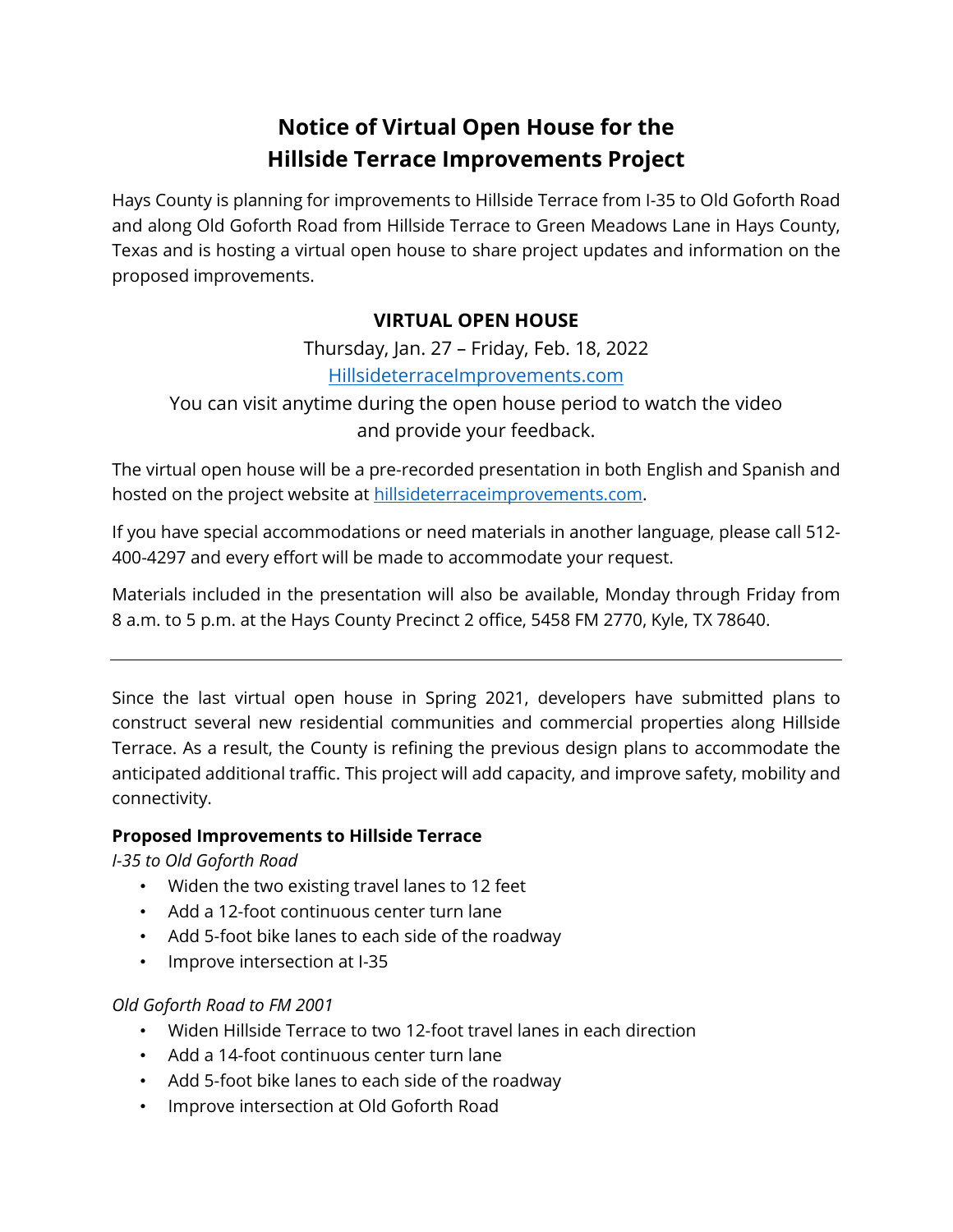# Notice of Virtual Open House for the Hillside Terrace Improvements Project

Hays County is planning for improvements to Hillside Terrace from I-35 to Old Goforth Road and along Old Goforth Road from Hillside Terrace to Green Meadows Lane in Hays County, Texas and is hosting a virtual open house to share project updates and information on the proposed improvements.

**VIRTUAL OPEN HOUSE**

Thursday, Jan. 27 – Friday, Feb. 18, 2022

[HillsideterraceImprovements.com](HillsideterraceImprovements.com)

You can visit anytime during the open house period to watch the video and provide your feedback.

The virtual open house will be a pre-recorded presentation in both English and Spanish and hosted on the project website at [hillsideterraceimprovements.com](hillsideterraceimprovements.com).

If you have special accommodations or need materials in another language, please call 512-400-4297 and every effort will be made to accommodate your request.

Materials included in the presentation will also be available, Monday through Friday from 8 a.m. to 5 p.m. at the Hays County Precinct 2 office, 5458 FM 2770, Kyle, TX 78640.

---

Since the last virtual open house in Spring 2021, developers have submitted plans to construct several new residential communities and commercial properties along Hillside Terrace. As a result, the County is refining the previous design plans to accommodate the anticipated additional traffic. This project will add capacity, and improve safety, mobility and connectivity.

**Proposed Improvements to Hillside Terrace**

*I-35 to Old Goforth Road*

- Widen the two existing travel lanes to 12 feet
- Add a 12-foot continuous center turn lane
- Add 5-foot bike lanes to each side of the roadway
- Improve intersection at I-35

*Old Goforth Road to FM 2001*

- Widen Hillside Terrace to two 12-foot travel lanes in each direction
- Add a 14-foot continuous center turn lane
- Add 5-foot bike lanes to each side of the roadway
- Improve intersection at Old Goforth Road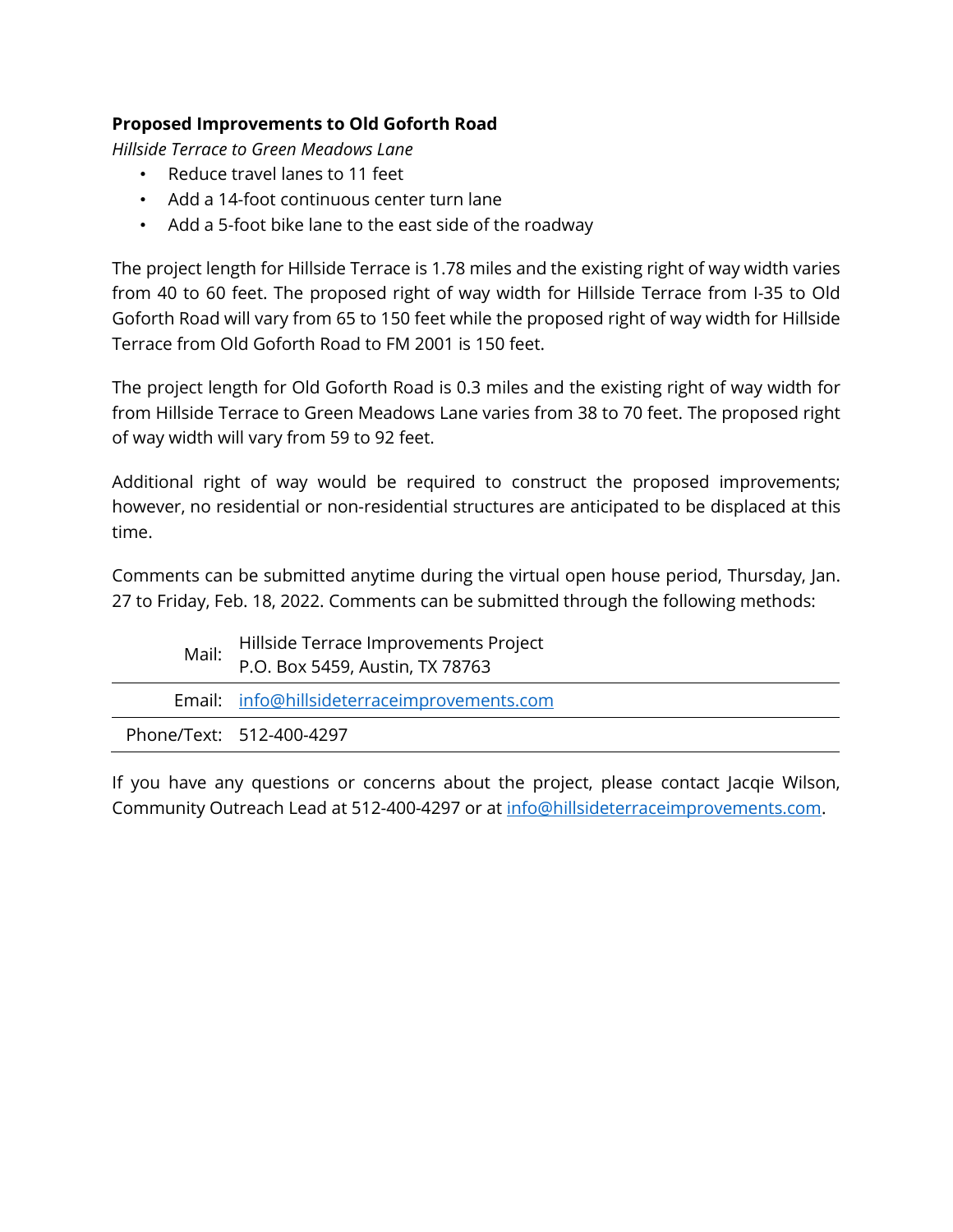**Proposed Improvements to Old Goforth Road**

*Hillside Terrace to Green Meadows Lane*

- Reduce travel lanes to 11 feet
- Add a 14-foot continuous center turn lane
- Add a 5-foot bike lane to the east side of the roadway

The project length for Hillside Terrace is 1.78 miles and the existing right of way width varies from 40 to 60 feet. The proposed right of way width for Hillside Terrace from I-35 to Old Goforth Road will vary from 65 to 150 feet while the proposed right of way width for Hillside Terrace from Old Goforth Road to FM 2001 is 150 feet.

The project length for Old Goforth Road is 0.3 miles and the existing right of way width for from Hillside Terrace to Green Meadows Lane varies from 38 to 70 feet. The proposed right of way width will vary from 59 to 92 feet.

Additional right of way would be required to construct the proposed improvements; however, no residential or non-residential structures are anticipated to be displaced at this time.

Comments can be submitted anytime during the virtual open house period, Thursday, Jan. 27 to Friday, Feb. 18, 2022. Comments can be submitted through the following methods:

| | |
|---|---|
| Mail: | Hillside Terrace Improvements Project<br>P.O. Box 5459, Austin, TX 78763 |
| Email: | info@hillsideterraceimprovements.com |
| Phone/Text: | 512-400-4297 |

If you have any questions or concerns about the project, please contact Jacqie Wilson, Community Outreach Lead at 512-400-4297 or at info@hillsideterraceimprovements.com.